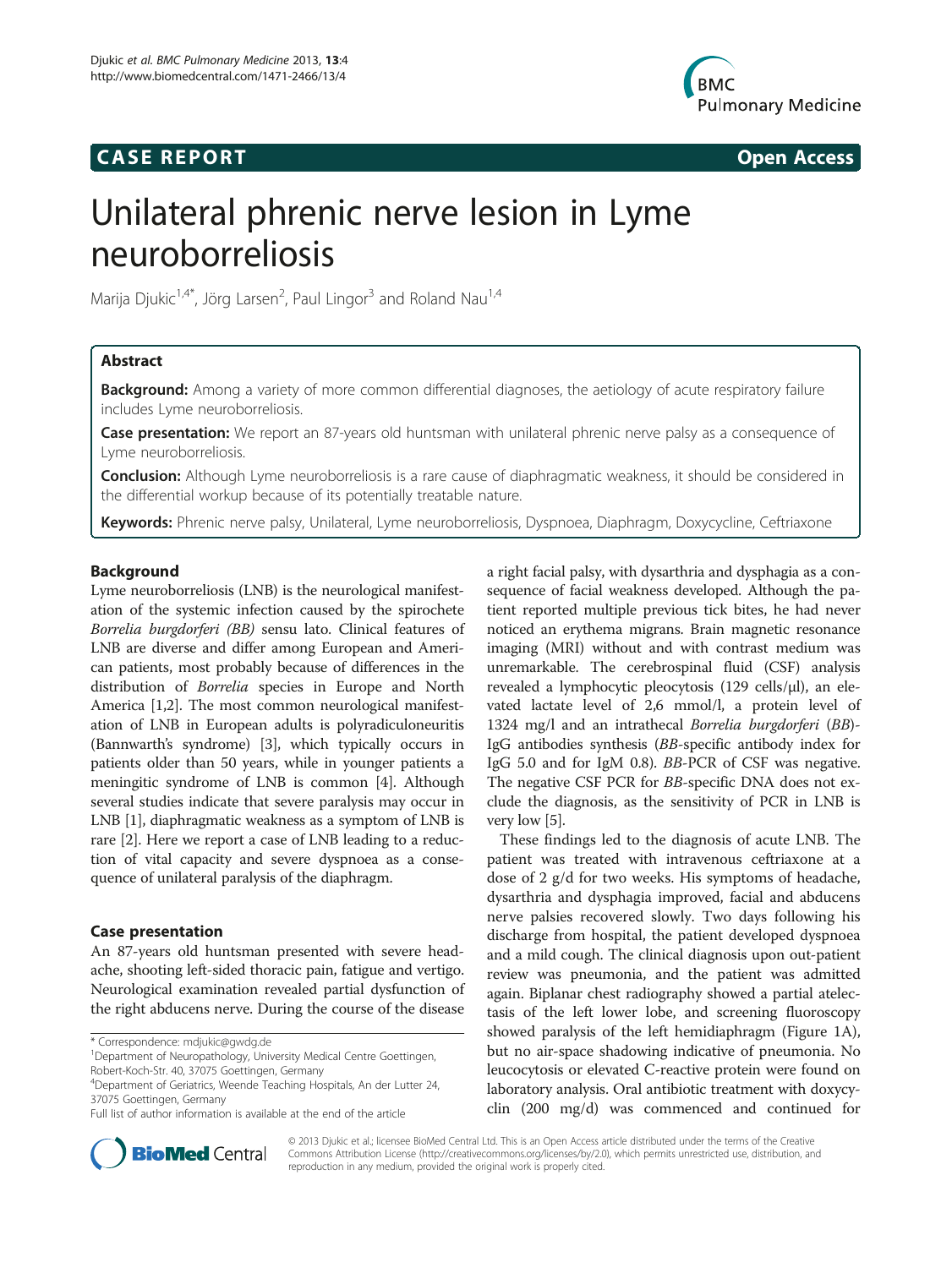**CASE REPORT** **Open Access**

# Unilateral phrenic nerve lesion in Lyme neuroborreliosis

Marija Djukic[1,4*], Jörg Larsen[2], Paul Lingor[3] and Roland Nau[1,4]

## Abstract

**Background:** Among a variety of more common differential diagnoses, the aetiology of acute respiratory failure includes Lyme neuroborreliosis.

**Case presentation:** We report an 87-years old huntsman with unilateral phrenic nerve palsy as a consequence of Lyme neuroborreliosis.

**Conclusion:** Although Lyme neuroborreliosis is a rare cause of diaphragmatic weakness, it should be considered in the differential workup because of its potentially treatable nature.

**Keywords:** Phrenic nerve palsy, Unilateral, Lyme neuroborreliosis, Dyspnoea, Diaphragm, Doxycycline, Ceftriaxone

## Background

Lyme neuroborreliosis (LNB) is the neurological manifestation of the systemic infection caused by the spirochete *Borrelia burgdorferi (BB)* sensu lato. Clinical features of LNB are diverse and differ among European and American patients, most probably because of differences in the distribution of *Borrelia* species in Europe and North America [1,2]. The most common neurological manifestation of LNB in European adults is polyradiculoneuritis (Bannwarth's syndrome) [3], which typically occurs in patients older than 50 years, while in younger patients a meningitic syndrome of LNB is common [4]. Although several studies indicate that severe paralysis may occur in LNB [1], diaphragmatic weakness as a symptom of LNB is rare [2]. Here we report a case of LNB leading to a reduction of vital capacity and severe dyspnoea as a consequence of unilateral paralysis of the diaphragm.

## Case presentation

An 87-years old huntsman presented with severe headache, shooting left-sided thoracic pain, fatigue and vertigo. Neurological examination revealed partial dysfunction of the right abducens nerve. During the course of the disease a right facial palsy, with dysarthria and dysphagia as a consequence of facial weakness developed. Although the patient reported multiple previous tick bites, he had never noticed an erythema migrans. Brain magnetic resonance imaging (MRI) without and with contrast medium was unremarkable. The cerebrospinal fluid (CSF) analysis revealed a lymphocytic pleocytosis (129 cells/μl), an elevated lactate level of 2,6 mmol/l, a protein level of 1324 mg/l and an intrathecal *Borrelia burgdorferi* (*BB*)-IgG antibodies synthesis (*BB*-specific antibody index for IgG 5.0 and for IgM 0.8). *BB*-PCR of CSF was negative. The negative CSF PCR for *BB*-specific DNA does not exclude the diagnosis, as the sensitivity of PCR in LNB is very low [5].

These findings led to the diagnosis of acute LNB. The patient was treated with intravenous ceftriaxone at a dose of 2 g/d for two weeks. His symptoms of headache, dysarthria and dysphagia improved, facial and abducens nerve palsies recovered slowly. Two days following his discharge from hospital, the patient developed dyspnoea and a mild cough. The clinical diagnosis upon out-patient review was pneumonia, and the patient was admitted again. Biplanar chest radiography showed a partial atelectasis of the left lower lobe, and screening fluoroscopy showed paralysis of the left hemidiaphragm (Figure 1A), but no air-space shadowing indicative of pneumonia. No leucocytosis or elevated C-reactive protein were found on laboratory analysis. Oral antibiotic treatment with doxycyclin (200 mg/d) was commenced and continued for

\* Correspondence: mdjukic@gwdg.de
[1]Department of Neuropathology, University Medical Centre Goettingen, Robert-Koch-Str. 40, 37075 Goettingen, Germany
[4]Department of Geriatrics, Weende Teaching Hospitals, An der Lutter 24, 37075 Goettingen, Germany
Full list of author information is available at the end of the article

© 2013 Djukic et al.; licensee BioMed Central Ltd. This is an Open Access article distributed under the terms of the Creative Commons Attribution License (http://creativecommons.org/licenses/by/2.0), which permits unrestricted use, distribution, and reproduction in any medium, provided the original work is properly cited.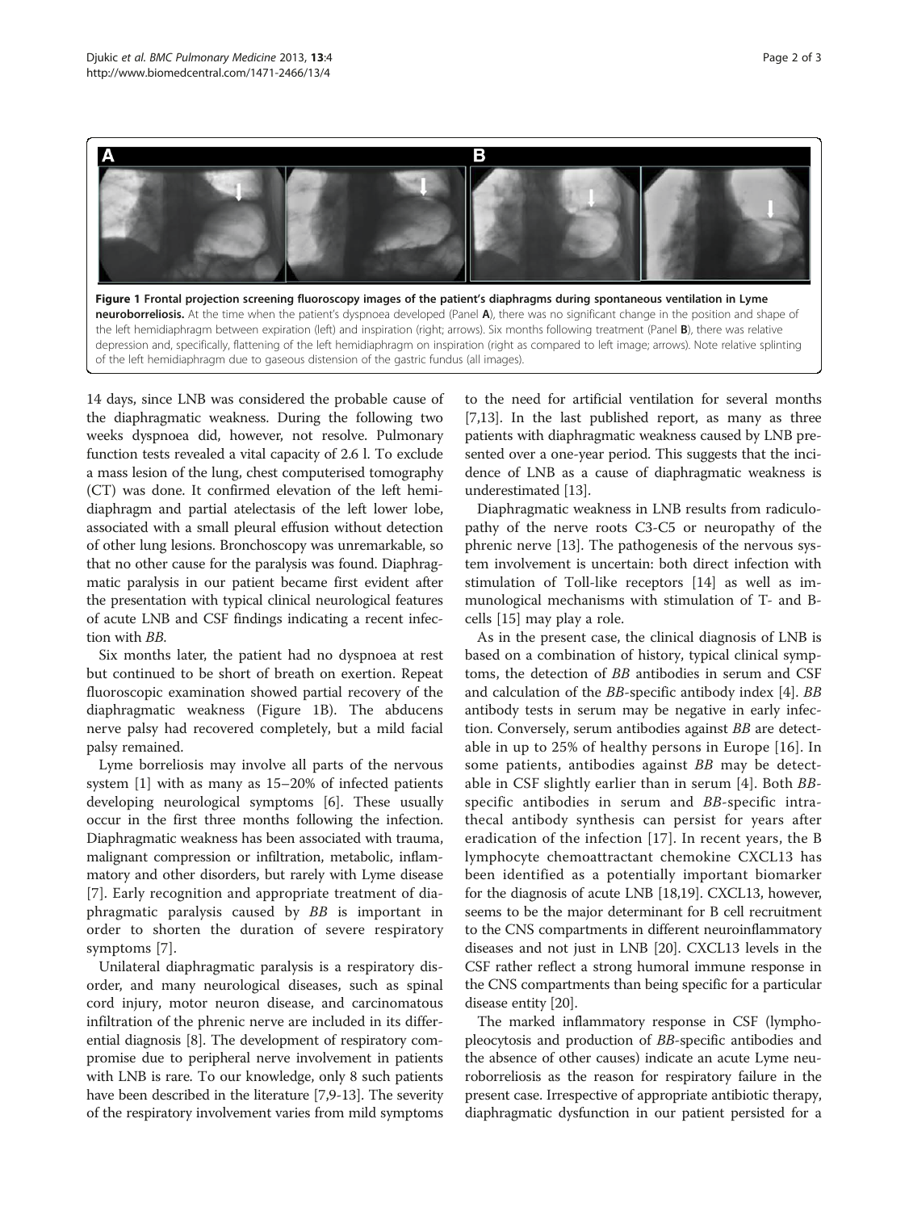**Figure 1 Frontal projection screening fluoroscopy images of the patient's diaphragms during spontaneous ventilation in Lyme neuroborreliosis.** At the time when the patient's dyspnoea developed (Panel **A**), there was no significant change in the position and shape of the left hemidiaphragm between expiration (left) and inspiration (right; arrows). Six months following treatment (Panel **B**), there was relative depression and, specifically, flattening of the left hemidiaphragm on inspiration (right as compared to left image; arrows). Note relative splinting of the left hemidiaphragm due to gaseous distension of the gastric fundus (all images).

14 days, since LNB was considered the probable cause of the diaphragmatic weakness. During the following two weeks dyspnoea did, however, not resolve. Pulmonary function tests revealed a vital capacity of 2.6 l. To exclude a mass lesion of the lung, chest computerised tomography (CT) was done. It confirmed elevation of the left hemidiaphragm and partial atelectasis of the left lower lobe, associated with a small pleural effusion without detection of other lung lesions. Bronchoscopy was unremarkable, so that no other cause for the paralysis was found. Diaphragmatic paralysis in our patient became first evident after the presentation with typical clinical neurological features of acute LNB and CSF findings indicating a recent infection with *BB*.

Six months later, the patient had no dyspnoea at rest but continued to be short of breath on exertion. Repeat fluoroscopic examination showed partial recovery of the diaphragmatic weakness (Figure 1B). The abducens nerve palsy had recovered completely, but a mild facial palsy remained.

Lyme borreliosis may involve all parts of the nervous system [1] with as many as 15–20% of infected patients developing neurological symptoms [6]. These usually occur in the first three months following the infection. Diaphragmatic weakness has been associated with trauma, malignant compression or infiltration, metabolic, inflammatory and other disorders, but rarely with Lyme disease [7]. Early recognition and appropriate treatment of diaphragmatic paralysis caused by *BB* is important in order to shorten the duration of severe respiratory symptoms [7].

Unilateral diaphragmatic paralysis is a respiratory disorder, and many neurological diseases, such as spinal cord injury, motor neuron disease, and carcinomatous infiltration of the phrenic nerve are included in its differential diagnosis [8]. The development of respiratory compromise due to peripheral nerve involvement in patients with LNB is rare. To our knowledge, only 8 such patients have been described in the literature [7,9-13]. The severity of the respiratory involvement varies from mild symptoms to the need for artificial ventilation for several months [7,13]. In the last published report, as many as three patients with diaphragmatic weakness caused by LNB presented over a one-year period. This suggests that the incidence of LNB as a cause of diaphragmatic weakness is underestimated [13].

Diaphragmatic weakness in LNB results from radiculopathy of the nerve roots C3-C5 or neuropathy of the phrenic nerve [13]. The pathogenesis of the nervous system involvement is uncertain: both direct infection with stimulation of Toll-like receptors [14] as well as immunological mechanisms with stimulation of T- and B-cells [15] may play a role.

As in the present case, the clinical diagnosis of LNB is based on a combination of history, typical clinical symptoms, the detection of *BB* antibodies in serum and CSF and calculation of the *BB*-specific antibody index [4]. *BB* antibody tests in serum may be negative in early infection. Conversely, serum antibodies against *BB* are detectable in up to 25% of healthy persons in Europe [16]. In some patients, antibodies against *BB* may be detectable in CSF slightly earlier than in serum [4]. Both *BB*-specific antibodies in serum and *BB*-specific intrathecal antibody synthesis can persist for years after eradication of the infection [17]. In recent years, the B lymphocyte chemoattractant chemokine CXCL13 has been identified as a potentially important biomarker for the diagnosis of acute LNB [18,19]. CXCL13, however, seems to be the major determinant for B cell recruitment to the CNS compartments in different neuroinflammatory diseases and not just in LNB [20]. CXCL13 levels in the CSF rather reflect a strong humoral immune response in the CNS compartments than being specific for a particular disease entity [20].

The marked inflammatory response in CSF (lymphopleocytosis and production of *BB*-specific antibodies and the absence of other causes) indicate an acute Lyme neuroborreliosis as the reason for respiratory failure in the present case. Irrespective of appropriate antibiotic therapy, diaphragmatic dysfunction in our patient persisted for a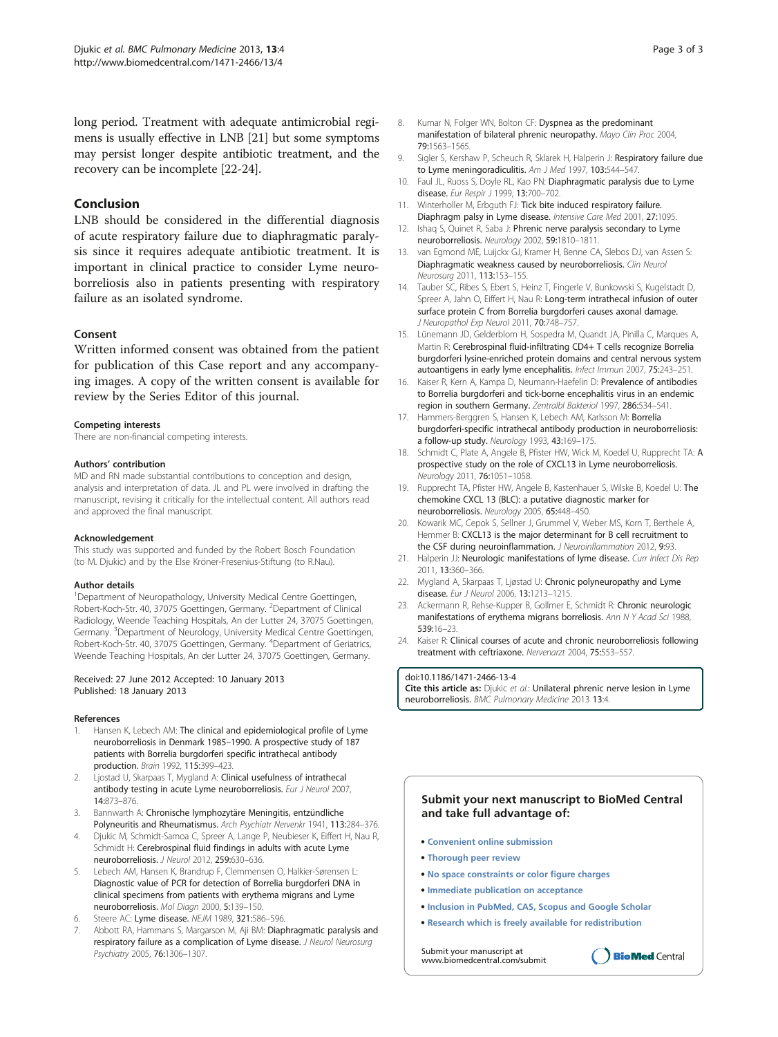long period. Treatment with adequate antimicrobial regimens is usually effective in LNB [21] but some symptoms may persist longer despite antibiotic treatment, and the recovery can be incomplete [22-24].

## Conclusion

LNB should be considered in the differential diagnosis of acute respiratory failure due to diaphragmatic paralysis since it requires adequate antibiotic treatment. It is important in clinical practice to consider Lyme neuroborreliosis also in patients presenting with respiratory failure as an isolated syndrome.

## Consent

Written informed consent was obtained from the patient for publication of this Case report and any accompanying images. A copy of the written consent is available for review by the Series Editor of this journal.

#### Competing interests

There are non-financial competing interests.

#### Authors' contribution

MD and RN made substantial contributions to conception and design, analysis and interpretation of data. JL and PL were involved in drafting the manuscript, revising it critically for the intellectual content. All authors read and approved the final manuscript.

#### Acknowledgement

This study was supported and funded by the Robert Bosch Foundation (to M. Djukic) and by the Else Kröner-Fresenius-Stiftung (to R.Nau).

#### Author details

[1]Department of Neuropathology, University Medical Centre Goettingen, Robert-Koch-Str. 40, 37075 Goettingen, Germany. [2]Department of Clinical Radiology, Weende Teaching Hospitals, An der Lutter 24, 37075 Goettingen, Germany. [3]Department of Neurology, University Medical Centre Goettingen, Robert-Koch-Str. 40, 37075 Goettingen, Germany. [4]Department of Geriatrics, Weende Teaching Hospitals, An der Lutter 24, 37075 Goettingen, Germany.

Received: 27 June 2012 Accepted: 10 January 2013
Published: 18 January 2013

#### References

1. Hansen K, Lebech AM: **The clinical and epidemiological profile of Lyme neuroborreliosis in Denmark 1985–1990. A prospective study of 187 patients with Borrelia burgdorferi specific intrathecal antibody production.** *Brain* 1992, **115:**399–423.
2. Ljostad U, Skarpaas T, Mygland A: **Clinical usefulness of intrathecal antibody testing in acute Lyme neuroborreliosis.** *Eur J Neurol* 2007, **14:**873–876.
3. Bannwarth A: **Chronische lymphozytäre Meningitis, entzündliche Polyneuritis and Rheumatismus.** *Arch Psychiatr Nervenkr* 1941, **113:**284–376.
4. Djukic M, Schmidt-Samoa C, Spreer A, Lange P, Neubieser K, Eiffert H, Nau R, Schmidt H: **Cerebrospinal fluid findings in adults with acute Lyme neuroborreliosis.** *J Neurol* 2012, **259:**630–636.
5. Lebech AM, Hansen K, Brandrup F, Clemmensen O, Halkier-Sørensen L: **Diagnostic value of PCR for detection of Borrelia burgdorferi DNA in clinical specimens from patients with erythema migrans and Lyme neuroborreliosis.** *Mol Diagn* 2000, **5:**139–150.
6. Steere AC: **Lyme disease.** *NEJM* 1989, **321:**586–596.
7. Abbott RA, Hammans S, Margarson M, Aji BM: **Diaphragmatic paralysis and respiratory failure as a complication of Lyme disease.** *J Neurol Neurosurg Psychiatry* 2005, **76:**1306–1307.
8. Kumar N, Folger WN, Bolton CF: **Dyspnea as the predominant manifestation of bilateral phrenic neuropathy.** *Mayo Clin Proc* 2004, **79:**1563–1565.
9. Sigler S, Kershaw P, Scheuch R, Sklarek H, Halperin J: **Respiratory failure due to Lyme meningoradiculitis.** *Am J Med* 1997, **103:**544–547.
10. Faul JL, Ruoss S, Doyle RL, Kao PN: **Diaphragmatic paralysis due to Lyme disease.** *Eur Respir J* 1999, **13:**700–702.
11. Winterholler M, Erbguth FJ: **Tick bite induced respiratory failure. Diaphragm palsy in Lyme disease.** *Intensive Care Med* 2001, **27:**1095.
12. Ishaq S, Quinet R, Saba J: **Phrenic nerve paralysis secondary to Lyme neuroborreliosis.** *Neurology* 2002, **59:**1810–1811.
13. van Egmond ME, Luijckx GJ, Kramer H, Benne CA, Slebos DJ, van Assen S: **Diaphragmatic weakness caused by neuroborreliosis.** *Clin Neurol Neurosurg* 2011, **113:**153–155.
14. Tauber SC, Ribes S, Ebert S, Heinz T, Fingerle V, Bunkowski S, Kugelstadt D, Spreer A, Jahn O, Eiffert H, Nau R: **Long-term intrathecal infusion of outer surface protein C from Borrelia burgdorferi causes axonal damage.** *J Neuropathol Exp Neurol* 2011, **70:**748–757.
15. Lünemann JD, Gelderblom H, Sospedra M, Quandt JA, Pinilla C, Marques A, Martin R: **Cerebrospinal fluid-infiltrating CD4+ T cells recognize Borrelia burgdorferi lysine-enriched protein domains and central nervous system autoantigens in early lyme encephalitis.** *Infect Immun* 2007, **75:**243–251.
16. Kaiser R, Kern A, Kampa D, Neumann-Haefelin D: **Prevalence of antibodies to Borrelia burgdorferi and tick-borne encephalitis virus in an endemic region in southern Germany.** *Zentralbl Bakteriol* 1997, **286:**534–541.
17. Hammers-Berggren S, Hansen K, Lebech AM, Karlsson M: **Borrelia burgdorferi-specific intrathecal antibody production in neuroborreliosis: a follow-up study.** *Neurology* 1993, **43:**169–175.
18. Schmidt C, Plate A, Angele B, Pfister HW, Wick M, Koedel U, Rupprecht TA: **A prospective study on the role of CXCL13 in Lyme neuroborreliosis.** *Neurology* 2011, **76:**1051–1058.
19. Rupprecht TA, Pfister HW, Angele B, Kastenhauer S, Wilske B, Koedel U: **The chemokine CXCL 13 (BLC): a putative diagnostic marker for neuroborreliosis.** *Neurology* 2005, **65:**448–450.
20. Kowarik MC, Cepok S, Sellner J, Grummel V, Weber MS, Korn T, Berthele A, Hemmer B: **CXCL13 is the major determinant for B cell recruitment to the CSF during neuroinflammation.** *J Neuroinflammation* 2012, **9:**93.
21. Halperin JJ: **Neurologic manifestations of lyme disease.** *Curr Infect Dis Rep* 2011, **13:**360–366.
22. Mygland A, Skarpaas T, Ljøstad U: **Chronic polyneuropathy and Lyme disease.** *Eur J Neurol* 2006, **13:**1213–1215.
23. Ackermann R, Rehse-Kupper B, Gollmer E, Schmidt R: **Chronic neurologic manifestations of erythema migrans borreliosis.** *Ann N Y Acad Sci* 1988, **539:**16–23.
24. Kaiser R: **Clinical courses of acute and chronic neuroborreliosis following treatment with ceftriaxone.** *Nervenarzt* 2004, **75:**553–557.

doi:10.1186/1471-2466-13-4
**Cite this article as:** Djukic *et al.*: Unilateral phrenic nerve lesion in Lyme neuroborreliosis. *BMC Pulmonary Medicine* 2013 **13**:4.